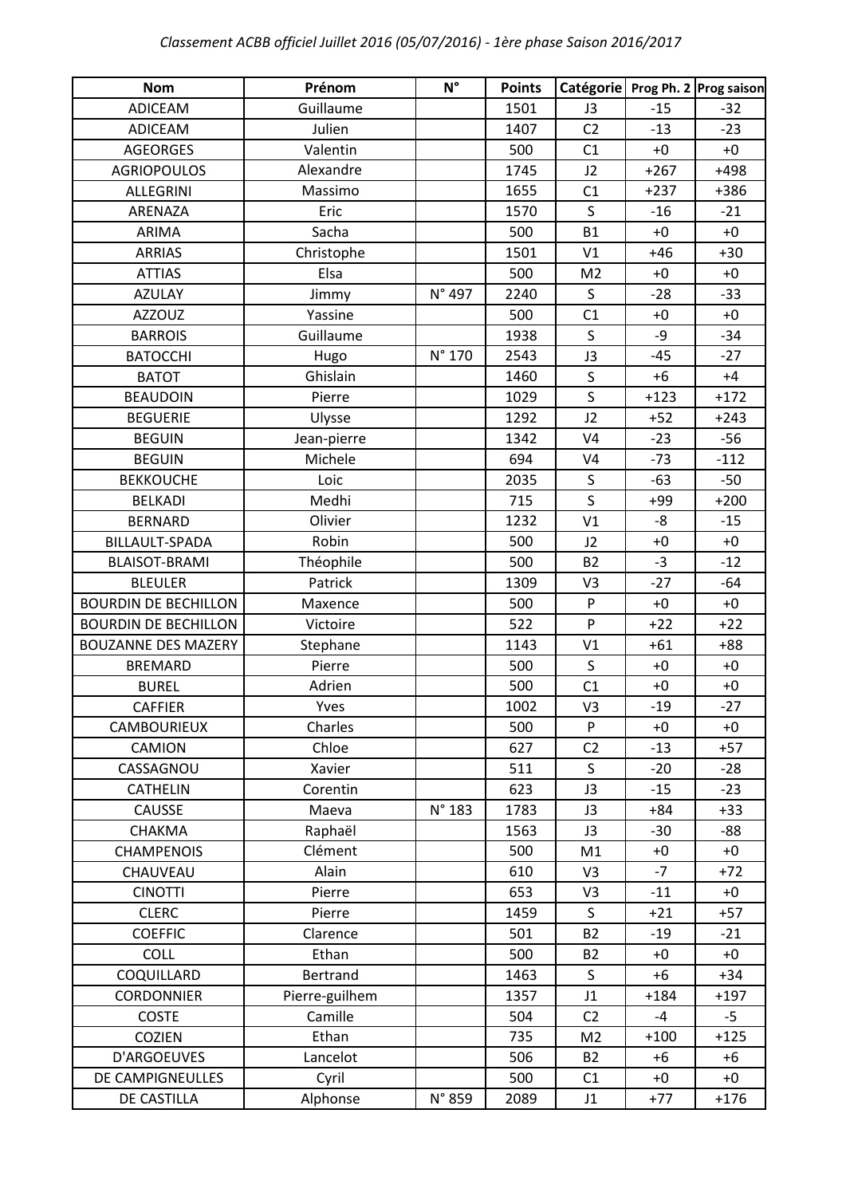*Classement ACBB officiel Juillet 2016 (05/07/2016) - 1ère phase Saison 2016/2017*

| Nom | Prénom | N° | Points | Catégorie | Prog Ph. 2 | Prog saison |
|---|---|---|---|---|---|---|
| ADICEAM | Guillaume | | 1501 | J3 | -15 | -32 |
| ADICEAM | Julien | | 1407 | C2 | -13 | -23 |
| AGEORGES | Valentin | | 500 | C1 | +0 | +0 |
| AGRIOPOULOS | Alexandre | | 1745 | J2 | +267 | +498 |
| ALLEGRINI | Massimo | | 1655 | C1 | +237 | +386 |
| ARENAZA | Eric | | 1570 | S | -16 | -21 |
| ARIMA | Sacha | | 500 | B1 | +0 | +0 |
| ARRIAS | Christophe | | 1501 | V1 | +46 | +30 |
| ATTIAS | Elsa | | 500 | M2 | +0 | +0 |
| AZULAY | Jimmy | N° 497 | 2240 | S | -28 | -33 |
| AZZOUZ | Yassine | | 500 | C1 | +0 | +0 |
| BARROIS | Guillaume | | 1938 | S | -9 | -34 |
| BATOCCHI | Hugo | N° 170 | 2543 | J3 | -45 | -27 |
| BATOT | Ghislain | | 1460 | S | +6 | +4 |
| BEAUDOIN | Pierre | | 1029 | S | +123 | +172 |
| BEGUERIE | Ulysse | | 1292 | J2 | +52 | +243 |
| BEGUIN | Jean-pierre | | 1342 | V4 | -23 | -56 |
| BEGUIN | Michele | | 694 | V4 | -73 | -112 |
| BEKKOUCHE | Loic | | 2035 | S | -63 | -50 |
| BELKADI | Medhi | | 715 | S | +99 | +200 |
| BERNARD | Olivier | | 1232 | V1 | -8 | -15 |
| BILLAULT-SPADA | Robin | | 500 | J2 | +0 | +0 |
| BLAISOT-BRAMI | Théophile | | 500 | B2 | -3 | -12 |
| BLEULER | Patrick | | 1309 | V3 | -27 | -64 |
| BOURDIN DE BECHILLON | Maxence | | 500 | P | +0 | +0 |
| BOURDIN DE BECHILLON | Victoire | | 522 | P | +22 | +22 |
| BOUZANNE DES MAZERY | Stephane | | 1143 | V1 | +61 | +88 |
| BREMARD | Pierre | | 500 | S | +0 | +0 |
| BUREL | Adrien | | 500 | C1 | +0 | +0 |
| CAFFIER | Yves | | 1002 | V3 | -19 | -27 |
| CAMBOURIEUX | Charles | | 500 | P | +0 | +0 |
| CAMION | Chloe | | 627 | C2 | -13 | +57 |
| CASSAGNOU | Xavier | | 511 | S | -20 | -28 |
| CATHELIN | Corentin | | 623 | J3 | -15 | -23 |
| CAUSSE | Maeva | N° 183 | 1783 | J3 | +84 | +33 |
| CHAKMA | Raphaël | | 1563 | J3 | -30 | -88 |
| CHAMPENOIS | Clément | | 500 | M1 | +0 | +0 |
| CHAUVEAU | Alain | | 610 | V3 | -7 | +72 |
| CINOTTI | Pierre | | 653 | V3 | -11 | +0 |
| CLERC | Pierre | | 1459 | S | +21 | +57 |
| COEFFIC | Clarence | | 501 | B2 | -19 | -21 |
| COLL | Ethan | | 500 | B2 | +0 | +0 |
| COQUILLARD | Bertrand | | 1463 | S | +6 | +34 |
| CORDONNIER | Pierre-guilhem | | 1357 | J1 | +184 | +197 |
| COSTE | Camille | | 504 | C2 | -4 | -5 |
| COZIEN | Ethan | | 735 | M2 | +100 | +125 |
| D'ARGOEUVES | Lancelot | | 506 | B2 | +6 | +6 |
| DE CAMPIGNEULLES | Cyril | | 500 | C1 | +0 | +0 |
| DE CASTILLA | Alphonse | N° 859 | 2089 | J1 | +77 | +176 |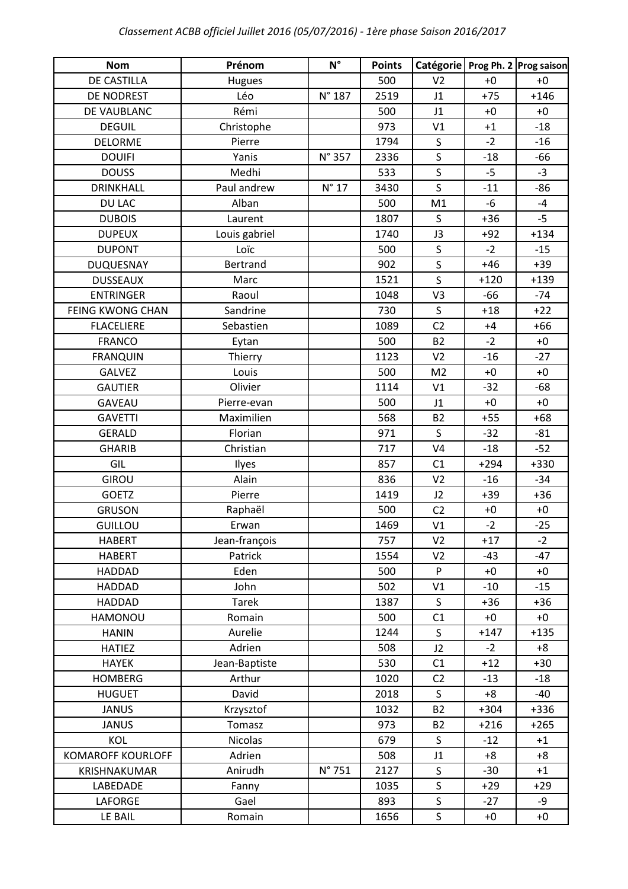*Classement ACBB officiel Juillet 2016 (05/07/2016) - 1ère phase Saison 2016/2017*

| Nom | Prénom | N° | Points | Catégorie | Prog Ph. 2 | Prog saison |
|---|---|---|---|---|---|---|
| DE CASTILLA | Hugues | | 500 | V2 | +0 | +0 |
| DE NODREST | Léo | N° 187 | 2519 | J1 | +75 | +146 |
| DE VAUBLANC | Rémi | | 500 | J1 | +0 | +0 |
| DEGUIL | Christophe | | 973 | V1 | +1 | -18 |
| DELORME | Pierre | | 1794 | S | -2 | -16 |
| DOUIFI | Yanis | N° 357 | 2336 | S | -18 | -66 |
| DOUSS | Medhi | | 533 | S | -5 | -3 |
| DRINKHALL | Paul andrew | N° 17 | 3430 | S | -11 | -86 |
| DU LAC | Alban | | 500 | M1 | -6 | -4 |
| DUBOIS | Laurent | | 1807 | S | +36 | -5 |
| DUPEUX | Louis gabriel | | 1740 | J3 | +92 | +134 |
| DUPONT | Loïc | | 500 | S | -2 | -15 |
| DUQUESNAY | Bertrand | | 902 | S | +46 | +39 |
| DUSSEAUX | Marc | | 1521 | S | +120 | +139 |
| ENTRINGER | Raoul | | 1048 | V3 | -66 | -74 |
| FEING KWONG CHAN | Sandrine | | 730 | S | +18 | +22 |
| FLACELIERE | Sebastien | | 1089 | C2 | +4 | +66 |
| FRANCO | Eytan | | 500 | B2 | -2 | +0 |
| FRANQUIN | Thierry | | 1123 | V2 | -16 | -27 |
| GALVEZ | Louis | | 500 | M2 | +0 | +0 |
| GAUTIER | Olivier | | 1114 | V1 | -32 | -68 |
| GAVEAU | Pierre-evan | | 500 | J1 | +0 | +0 |
| GAVETTI | Maximilien | | 568 | B2 | +55 | +68 |
| GERALD | Florian | | 971 | S | -32 | -81 |
| GHARIB | Christian | | 717 | V4 | -18 | -52 |
| GIL | Ilyes | | 857 | C1 | +294 | +330 |
| GIROU | Alain | | 836 | V2 | -16 | -34 |
| GOETZ | Pierre | | 1419 | J2 | +39 | +36 |
| GRUSON | Raphaël | | 500 | C2 | +0 | +0 |
| GUILLOU | Erwan | | 1469 | V1 | -2 | -25 |
| HABERT | Jean-françois | | 757 | V2 | +17 | -2 |
| HABERT | Patrick | | 1554 | V2 | -43 | -47 |
| HADDAD | Eden | | 500 | P | +0 | +0 |
| HADDAD | John | | 502 | V1 | -10 | -15 |
| HADDAD | Tarek | | 1387 | S | +36 | +36 |
| HAMONOU | Romain | | 500 | C1 | +0 | +0 |
| HANIN | Aurelie | | 1244 | S | +147 | +135 |
| HATIEZ | Adrien | | 508 | J2 | -2 | +8 |
| HAYEK | Jean-Baptiste | | 530 | C1 | +12 | +30 |
| HOMBERG | Arthur | | 1020 | C2 | -13 | -18 |
| HUGUET | David | | 2018 | S | +8 | -40 |
| JANUS | Krzysztof | | 1032 | B2 | +304 | +336 |
| JANUS | Tomasz | | 973 | B2 | +216 | +265 |
| KOL | Nicolas | | 679 | S | -12 | +1 |
| KOMAROFF KOURLOFF | Adrien | | 508 | J1 | +8 | +8 |
| KRISHNAKUMAR | Anirudh | N° 751 | 2127 | S | -30 | +1 |
| LABEDADE | Fanny | | 1035 | S | +29 | +29 |
| LAFORGE | Gael | | 893 | S | -27 | -9 |
| LE BAIL | Romain | | 1656 | S | +0 | +0 |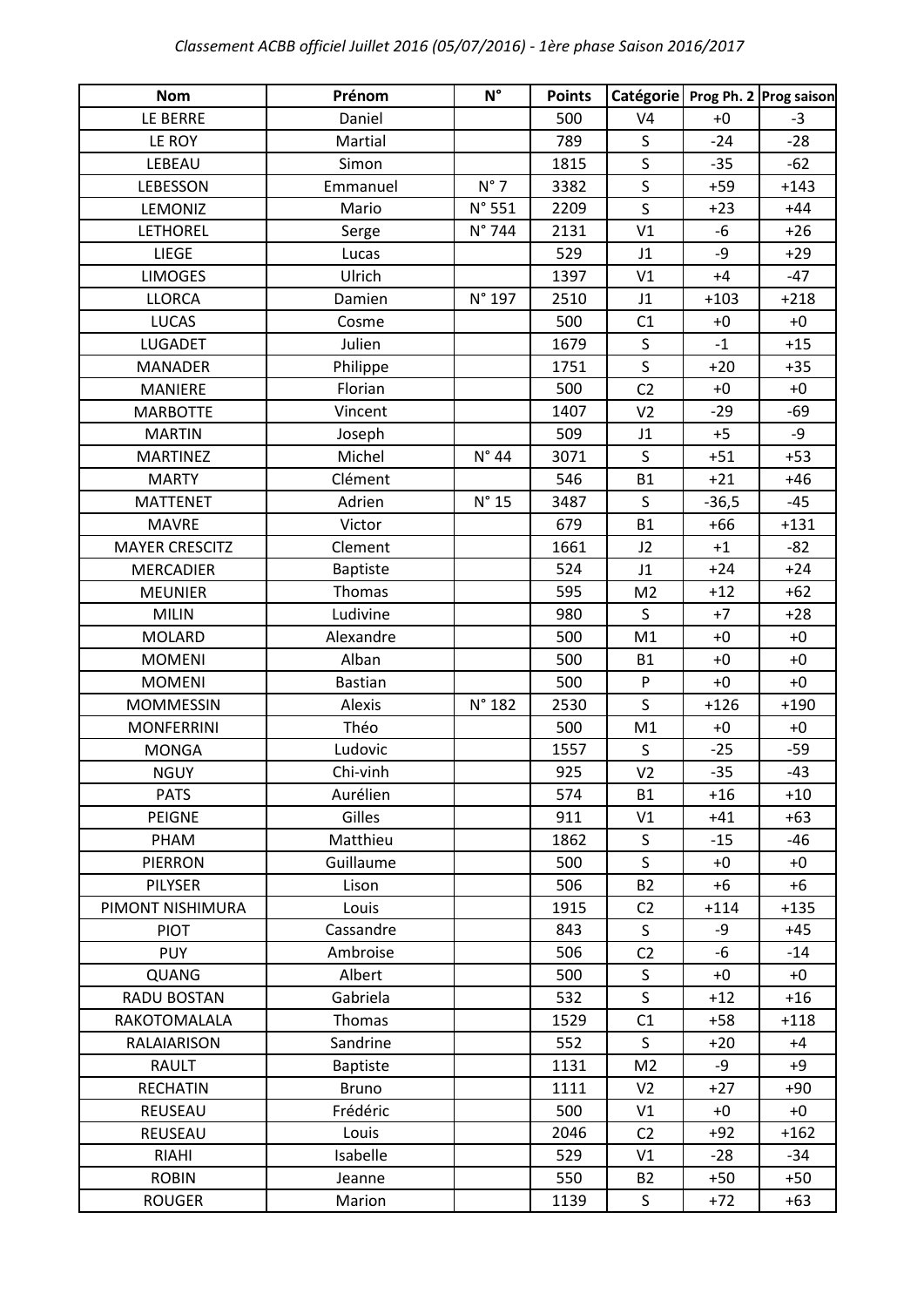*Classement ACBB officiel Juillet 2016 (05/07/2016) - 1ère phase Saison 2016/2017*

| Nom | Prénom | N° | Points | Catégorie | Prog Ph. 2 | Prog saison |
|---|---|---|---|---|---|---|
| LE BERRE | Daniel | | 500 | V4 | +0 | -3 |
| LE ROY | Martial | | 789 | S | -24 | -28 |
| LEBEAU | Simon | | 1815 | S | -35 | -62 |
| LEBESSON | Emmanuel | N° 7 | 3382 | S | +59 | +143 |
| LEMONIZ | Mario | N° 551 | 2209 | S | +23 | +44 |
| LETHOREL | Serge | N° 744 | 2131 | V1 | -6 | +26 |
| LIEGE | Lucas | | 529 | J1 | -9 | +29 |
| LIMOGES | Ulrich | | 1397 | V1 | +4 | -47 |
| LLORCA | Damien | N° 197 | 2510 | J1 | +103 | +218 |
| LUCAS | Cosme | | 500 | C1 | +0 | +0 |
| LUGADET | Julien | | 1679 | S | -1 | +15 |
| MANADER | Philippe | | 1751 | S | +20 | +35 |
| MANIERE | Florian | | 500 | C2 | +0 | +0 |
| MARBOTTE | Vincent | | 1407 | V2 | -29 | -69 |
| MARTIN | Joseph | | 509 | J1 | +5 | -9 |
| MARTINEZ | Michel | N° 44 | 3071 | S | +51 | +53 |
| MARTY | Clément | | 546 | B1 | +21 | +46 |
| MATTENET | Adrien | N° 15 | 3487 | S | -36,5 | -45 |
| MAVRE | Victor | | 679 | B1 | +66 | +131 |
| MAYER CRESCITZ | Clement | | 1661 | J2 | +1 | -82 |
| MERCADIER | Baptiste | | 524 | J1 | +24 | +24 |
| MEUNIER | Thomas | | 595 | M2 | +12 | +62 |
| MILIN | Ludivine | | 980 | S | +7 | +28 |
| MOLARD | Alexandre | | 500 | M1 | +0 | +0 |
| MOMENI | Alban | | 500 | B1 | +0 | +0 |
| MOMENI | Bastian | | 500 | P | +0 | +0 |
| MOMMESSIN | Alexis | N° 182 | 2530 | S | +126 | +190 |
| MONFERRINI | Théo | | 500 | M1 | +0 | +0 |
| MONGA | Ludovic | | 1557 | S | -25 | -59 |
| NGUY | Chi-vinh | | 925 | V2 | -35 | -43 |
| PATS | Aurélien | | 574 | B1 | +16 | +10 |
| PEIGNE | Gilles | | 911 | V1 | +41 | +63 |
| PHAM | Matthieu | | 1862 | S | -15 | -46 |
| PIERRON | Guillaume | | 500 | S | +0 | +0 |
| PILYSER | Lison | | 506 | B2 | +6 | +6 |
| PIMONT NISHIMURA | Louis | | 1915 | C2 | +114 | +135 |
| PIOT | Cassandre | | 843 | S | -9 | +45 |
| PUY | Ambroise | | 506 | C2 | -6 | -14 |
| QUANG | Albert | | 500 | S | +0 | +0 |
| RADU BOSTAN | Gabriela | | 532 | S | +12 | +16 |
| RAKOTOMALALA | Thomas | | 1529 | C1 | +58 | +118 |
| RALAIARISON | Sandrine | | 552 | S | +20 | +4 |
| RAULT | Baptiste | | 1131 | M2 | -9 | +9 |
| RECHATIN | Bruno | | 1111 | V2 | +27 | +90 |
| REUSEAU | Frédéric | | 500 | V1 | +0 | +0 |
| REUSEAU | Louis | | 2046 | C2 | +92 | +162 |
| RIAHI | Isabelle | | 529 | V1 | -28 | -34 |
| ROBIN | Jeanne | | 550 | B2 | +50 | +50 |
| ROUGER | Marion | | 1139 | S | +72 | +63 |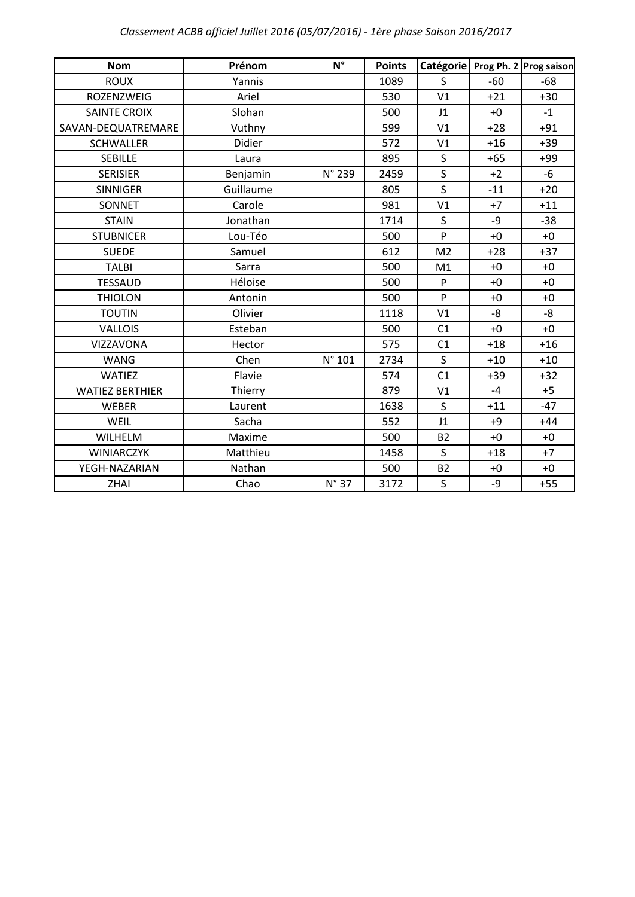*Classement ACBB officiel Juillet 2016 (05/07/2016) - 1ère phase Saison 2016/2017*

| Nom | Prénom | N° | Points | Catégorie | Prog Ph. 2 | Prog saison |
|---|---|---|---|---|---|---|
| ROUX | Yannis | | 1089 | S | -60 | -68 |
| ROZENZWEIG | Ariel | | 530 | V1 | +21 | +30 |
| SAINTE CROIX | Slohan | | 500 | J1 | +0 | -1 |
| SAVAN-DEQUATREMARE | Vuthny | | 599 | V1 | +28 | +91 |
| SCHWALLER | Didier | | 572 | V1 | +16 | +39 |
| SEBILLE | Laura | | 895 | S | +65 | +99 |
| SERISIER | Benjamin | N° 239 | 2459 | S | +2 | -6 |
| SINNIGER | Guillaume | | 805 | S | -11 | +20 |
| SONNET | Carole | | 981 | V1 | +7 | +11 |
| STAIN | Jonathan | | 1714 | S | -9 | -38 |
| STUBNICER | Lou-Téo | | 500 | P | +0 | +0 |
| SUEDE | Samuel | | 612 | M2 | +28 | +37 |
| TALBI | Sarra | | 500 | M1 | +0 | +0 |
| TESSAUD | Héloise | | 500 | P | +0 | +0 |
| THIOLON | Antonin | | 500 | P | +0 | +0 |
| TOUTIN | Olivier | | 1118 | V1 | -8 | -8 |
| VALLOIS | Esteban | | 500 | C1 | +0 | +0 |
| VIZZAVONA | Hector | | 575 | C1 | +18 | +16 |
| WANG | Chen | N° 101 | 2734 | S | +10 | +10 |
| WATIEZ | Flavie | | 574 | C1 | +39 | +32 |
| WATIEZ BERTHIER | Thierry | | 879 | V1 | -4 | +5 |
| WEBER | Laurent | | 1638 | S | +11 | -47 |
| WEIL | Sacha | | 552 | J1 | +9 | +44 |
| WILHELM | Maxime | | 500 | B2 | +0 | +0 |
| WINIARCZYK | Matthieu | | 1458 | S | +18 | +7 |
| YEGH-NAZARIAN | Nathan | | 500 | B2 | +0 | +0 |
| ZHAI | Chao | N° 37 | 3172 | S | -9 | +55 |